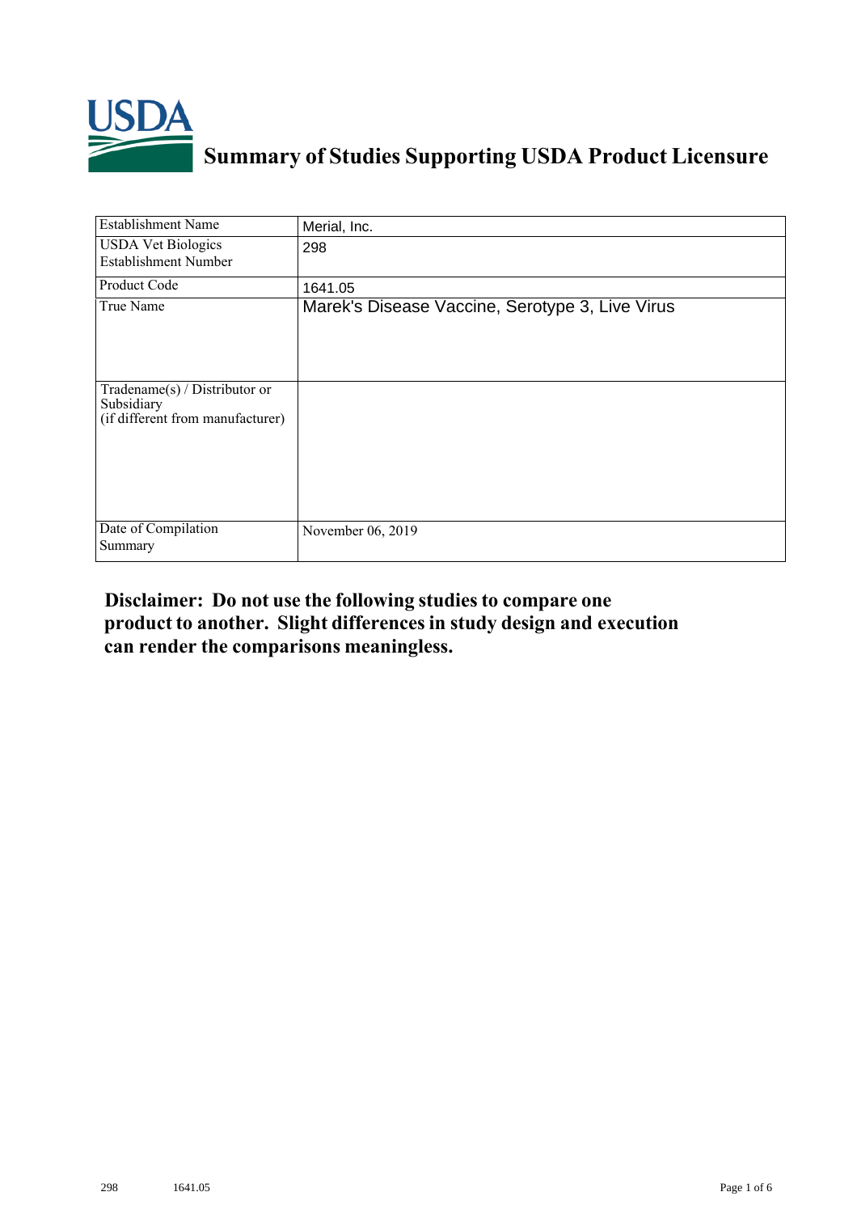# Summary of Studies Supporting USDA Product Licensure

| | |
|---|---|
| Establishment Name | Merial, Inc. |
| USDA Vet Biologics Establishment Number | 298 |
| Product Code | 1641.05 |
| True Name | Marek's Disease Vaccine, Serotype 3, Live Virus |
| Tradename(s) / Distributor or Subsidiary (if different from manufacturer) | |
| Date of Compilation Summary | November 06, 2019 |

**Disclaimer: Do not use the following studies to compare one product to another. Slight differences in study design and execution can render the comparisons meaningless.**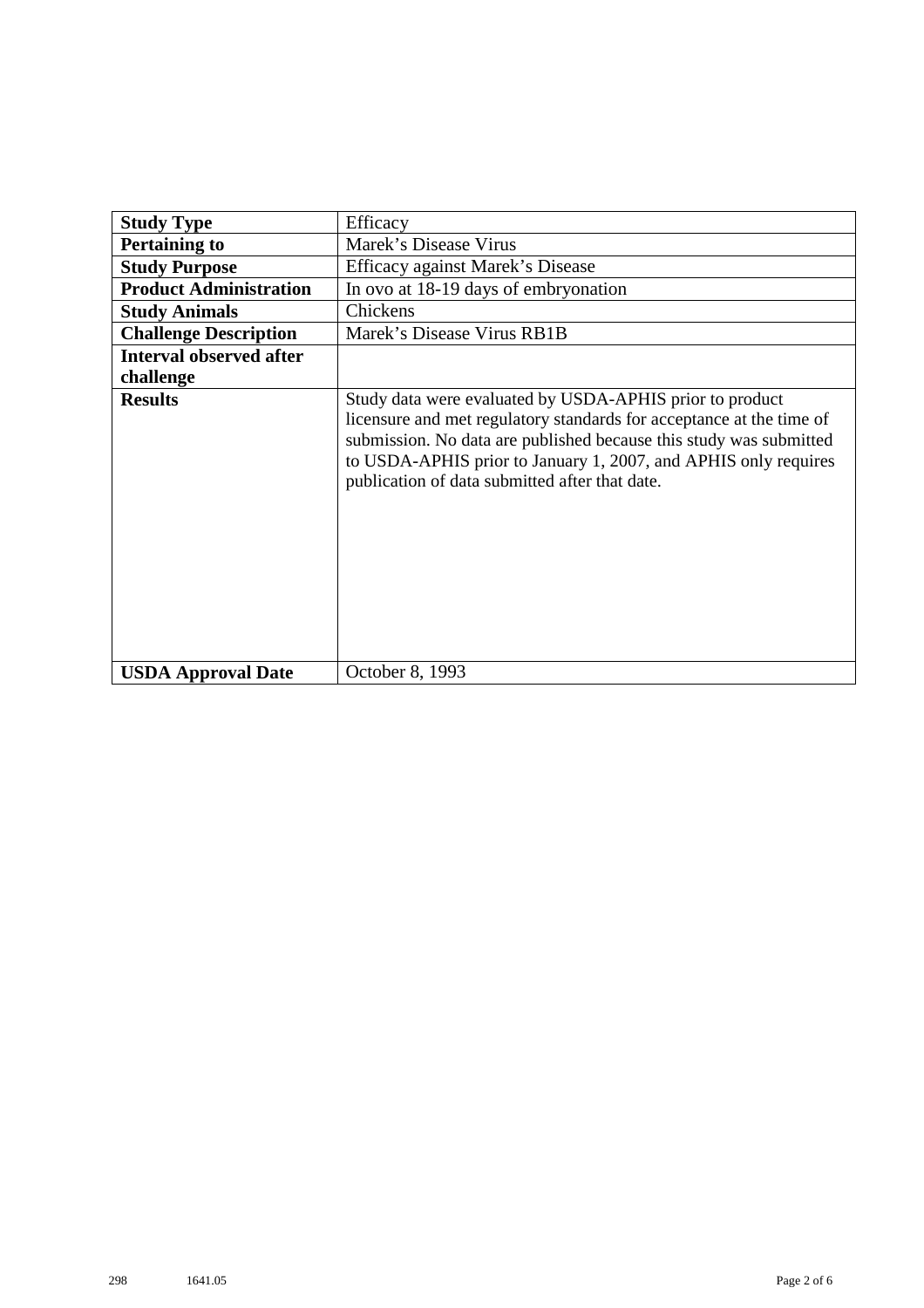| Study Type | Efficacy |
|---|---|
| **Pertaining to** | Marek's Disease Virus |
| **Study Purpose** | Efficacy against Marek's Disease |
| **Product Administration** | In ovo at 18-19 days of embryonation |
| **Study Animals** | Chickens |
| **Challenge Description** | Marek's Disease Virus RB1B |
| **Interval observed after challenge** | |
| **Results** | Study data were evaluated by USDA-APHIS prior to product licensure and met regulatory standards for acceptance at the time of submission. No data are published because this study was submitted to USDA-APHIS prior to January 1, 2007, and APHIS only requires publication of data submitted after that date. |
| **USDA Approval Date** | October 8, 1993 |

298 1641.05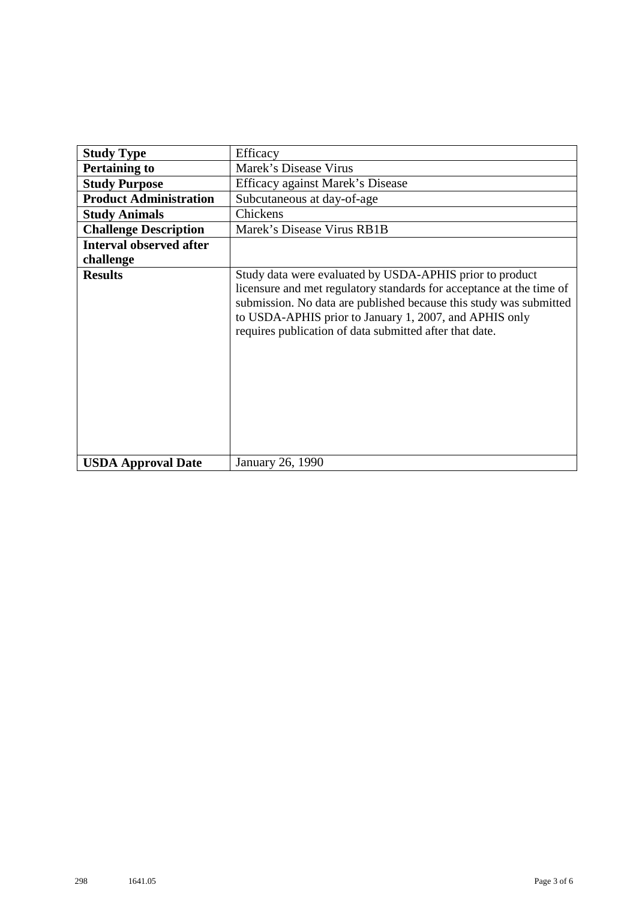| Study Type | Efficacy |
| --- | --- |
| **Pertaining to** | Marek's Disease Virus |
| **Study Purpose** | Efficacy against Marek's Disease |
| **Product Administration** | Subcutaneous at day-of-age |
| **Study Animals** | Chickens |
| **Challenge Description** | Marek's Disease Virus RB1B |
| **Interval observed after challenge** | |
| **Results** | Study data were evaluated by USDA-APHIS prior to product licensure and met regulatory standards for acceptance at the time of submission. No data are published because this study was submitted to USDA-APHIS prior to January 1, 2007, and APHIS only requires publication of data submitted after that date. |
| **USDA Approval Date** | January 26, 1990 |

298 1641.05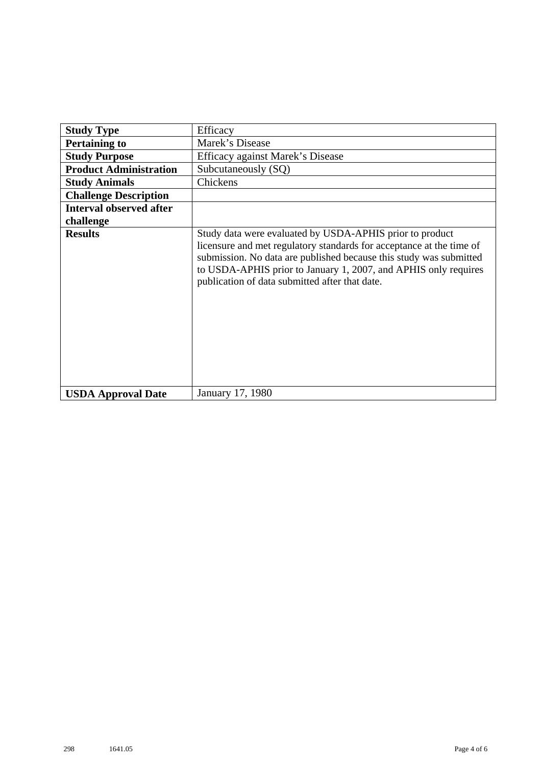| **Study Type** | Efficacy |
|---|---|
| **Pertaining to** | Marek's Disease |
| **Study Purpose** | Efficacy against Marek's Disease |
| **Product Administration** | Subcutaneously (SQ) |
| **Study Animals** | Chickens |
| **Challenge Description** | |
| **Interval observed after challenge** | |
| **Results** | Study data were evaluated by USDA-APHIS prior to product licensure and met regulatory standards for acceptance at the time of submission. No data are published because this study was submitted to USDA-APHIS prior to January 1, 2007, and APHIS only requires publication of data submitted after that date. |
| **USDA Approval Date** | January 17, 1980 |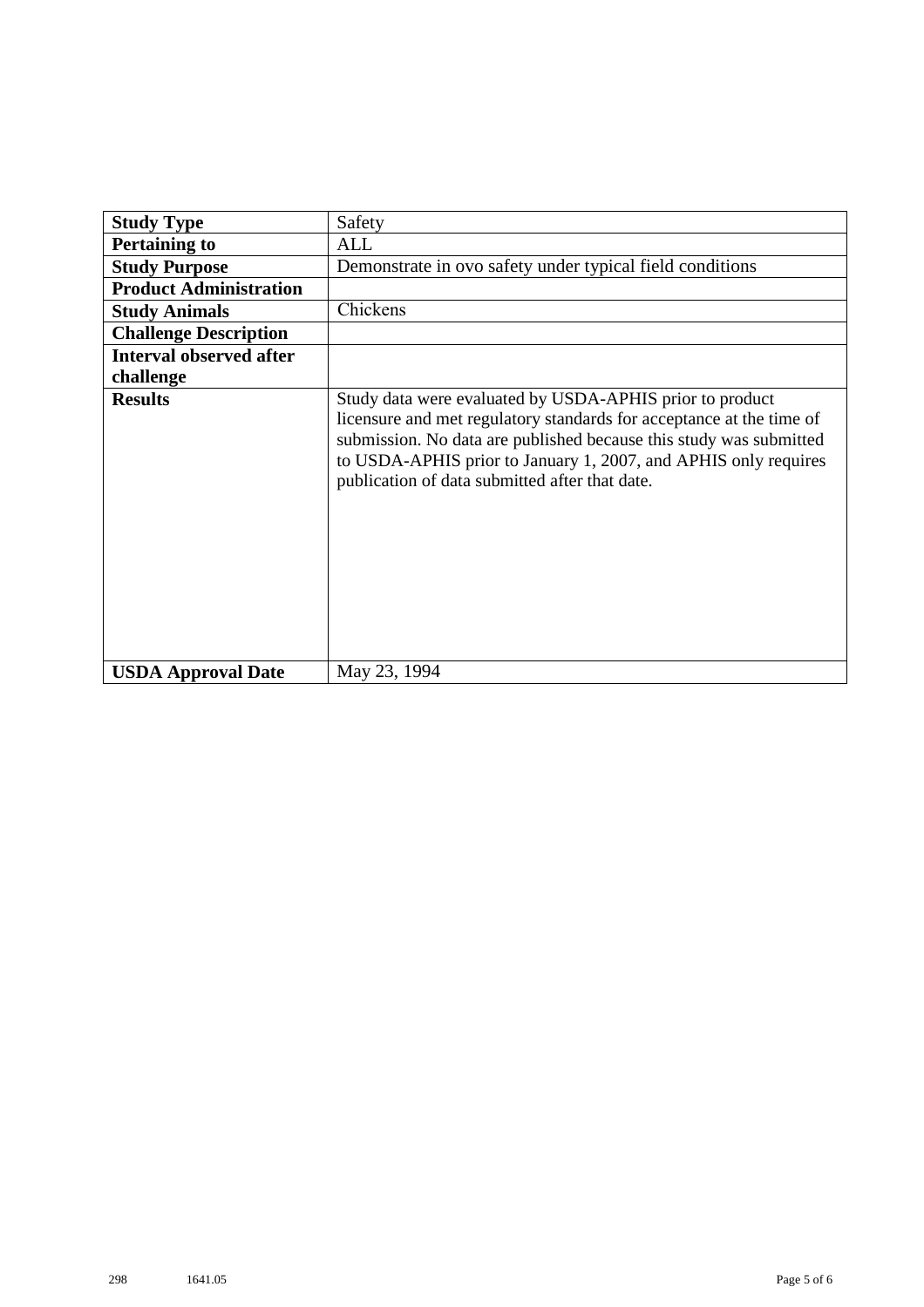| Study Type | Safety |
|---|---|
| **Pertaining to** | ALL |
| **Study Purpose** | Demonstrate in ovo safety under typical field conditions |
| **Product Administration** | |
| **Study Animals** | Chickens |
| **Challenge Description** | |
| **Interval observed after challenge** | |
| **Results** | Study data were evaluated by USDA-APHIS prior to product licensure and met regulatory standards for acceptance at the time of submission. No data are published because this study was submitted to USDA-APHIS prior to January 1, 2007, and APHIS only requires publication of data submitted after that date. |
| **USDA Approval Date** | May 23, 1994 |

298 1641.05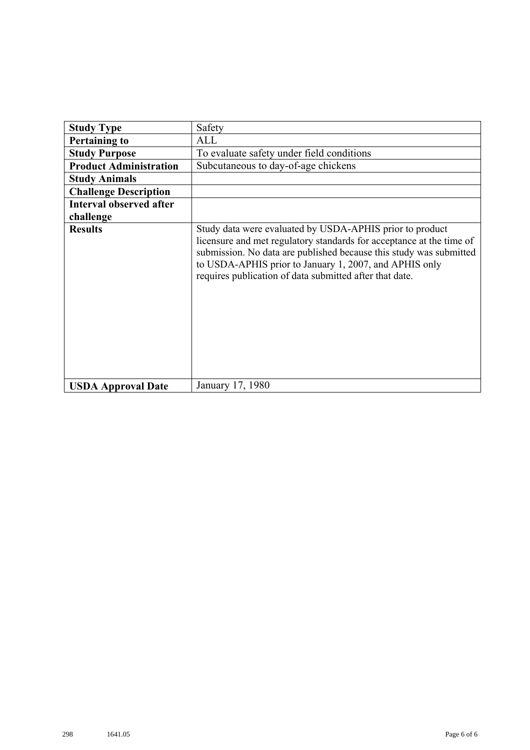| | |
|---|---|
| **Study Type** | Safety |
| **Pertaining to** | ALL |
| **Study Purpose** | To evaluate safety under field conditions |
| **Product Administration** | Subcutaneous to day-of-age chickens |
| **Study Animals** | |
| **Challenge Description** | |
| **Interval observed after challenge** | |
| **Results** | Study data were evaluated by USDA-APHIS prior to product licensure and met regulatory standards for acceptance at the time of submission. No data are published because this study was submitted to USDA-APHIS prior to January 1, 2007, and APHIS only requires publication of data submitted after that date. |
| **USDA Approval Date** | January 17, 1980 |